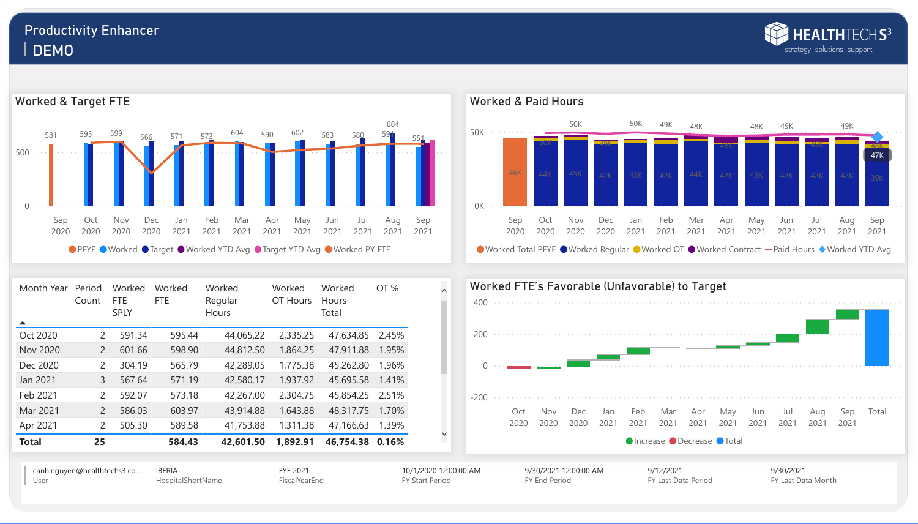# Productivity Enhancer

## DEMO

HEALTHTECHS3 strategy solutions support

## Worked & Target FTE

| | Sep 2020 | Oct 2020 | Nov 2020 | Dec 2020 | Jan 2021 | Feb 2021 | Mar 2021 | Apr 2021 | May 2021 | Jun 2021 | Jul 2021 | Aug 2021 | Sep 2021 |
|---|---|---|---|---|---|---|---|---|---|---|---|---|---|
| Label | 581 | 595 | 599 | 566 | 571 | 573 | 604 | 590 | 602 | 583 | 580 | 684 / 59 | 551 |

PFYE, Worked, Target, Worked YTD Avg, Target YTD Avg, Worked PY FTE

## Worked & Paid Hours

| | Sep 2020 | Oct 2020 | Nov 2020 | Dec 2020 | Jan 2021 | Feb 2021 | Mar 2021 | Apr 2021 | May 2021 | Jun 2021 | Jul 2021 | Aug 2021 | Sep 2021 |
|---|---|---|---|---|---|---|---|---|---|---|---|---|---|
| Total label | | 50K | 50K | 49K | 50K | 49K | 48K | 48K | 48K | 49K | 49K | 49K | 48K |
| Regular | 46K | 44K | 45K | 42K | 43K | 42K | 44K | 42K | 43K | 42K | 42K | 42K | 39K |

Worked YTD Avg: 47K

Worked Total PFYE, Worked Regular, Worked OT, Worked Contract, Paid Hours, Worked YTD Avg

| Month Year | Period Count | Worked FTE SPLY | Worked FTE | Worked Regular Hours | Worked OT Hours | Worked Hours Total | OT % |
|---|---|---|---|---|---|---|---|
| Oct 2020 | 2 | 591.34 | 595.44 | 44,065.22 | 2,335.25 | 47,634.85 | 2.45% |
| Nov 2020 | 2 | 601.66 | 598.90 | 44,812.50 | 1,864.25 | 47,911.88 | 1.95% |
| Dec 2020 | 2 | 304.19 | 565.79 | 42,289.05 | 1,775.38 | 45,262.80 | 1.96% |
| Jan 2021 | 3 | 567.64 | 571.19 | 42,580.17 | 1,937.92 | 45,695.58 | 1.41% |
| Feb 2021 | 2 | 592.07 | 573.18 | 42,267.00 | 2,304.75 | 45,854.25 | 2.51% |
| Mar 2021 | 2 | 586.03 | 603.97 | 43,914.88 | 1,643.88 | 48,317.75 | 1.70% |
| Apr 2021 | 2 | 505.30 | 589.58 | 41,753.88 | 1,311.38 | 47,166.63 | 1.39% |
| **Total** | **25** | | **584.43** | **42,601.50** | **1,892.91** | **46,754.38** | **0.16%** |

## Worked FTE's Favorable (Unfavorable) to Target

Oct 2020, Nov 2020, Dec 2020, Jan 2021, Feb 2021, Mar 2021, Apr 2021, May 2021, Jun 2021, Jul 2021, Aug 2021, Sep 2021, Total

Increase, Decrease, Total

| canh.nguyen@healthtechs3.co... | IBERIA | FYE 2021 | 10/1/2020 12:00:00 AM | 9/30/2021 12:00:00 AM | 9/12/2021 | 9/30/2021 |
|---|---|---|---|---|---|---|
| User | HospitalShortName | FiscalYearEnd | FY Start Period | FY End Period | FY Last Data Period | FY Last Data Month |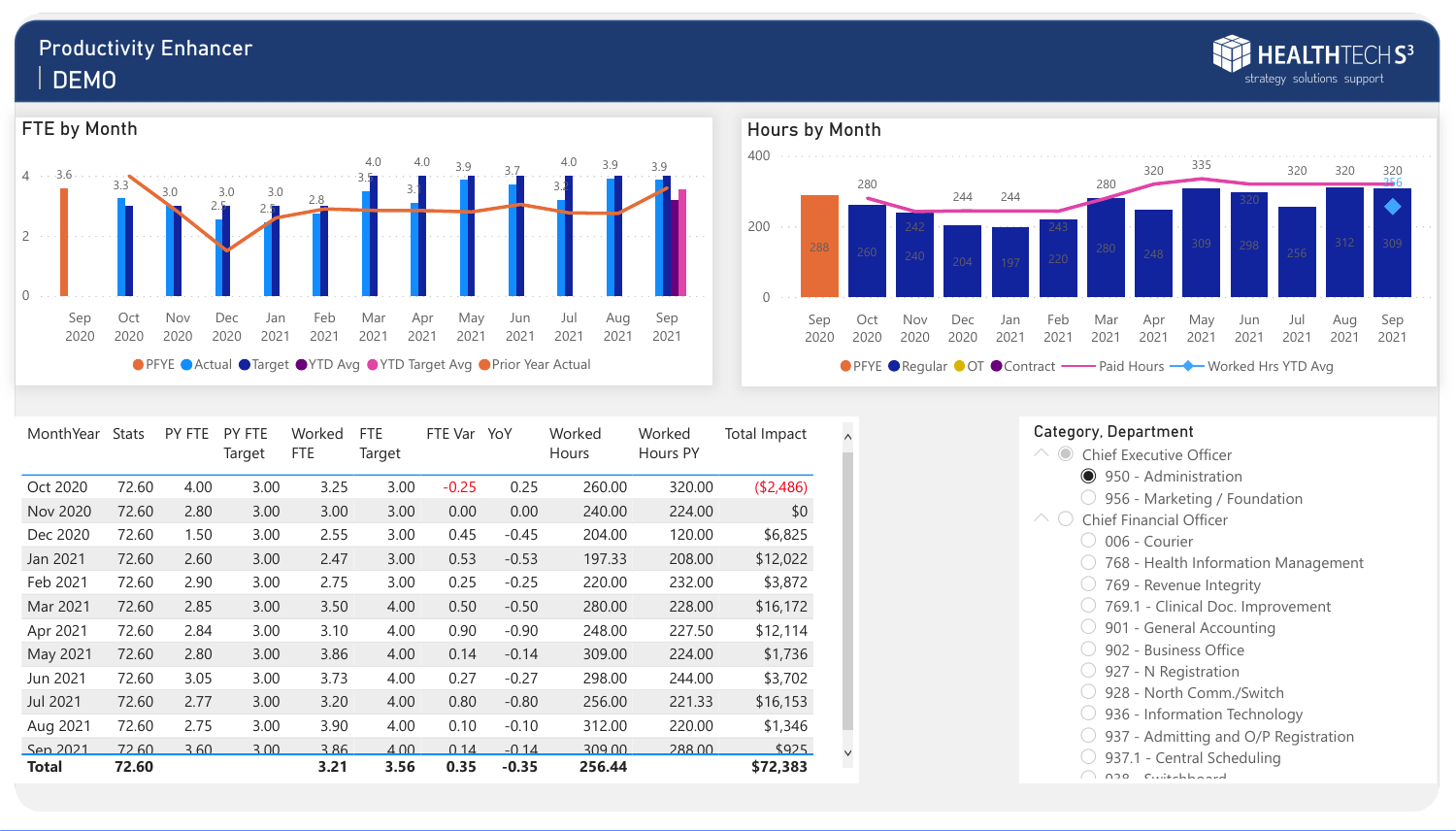# Productivity Enhancer

## DEMO

HEALTHTECH S³ strategy solutions support

### FTE by Month

| Month | FTE labels |
|---|---|
| Sep 2020 | 3.6 |
| Oct 2020 | 3.3 |
| Nov 2020 | 3.0 |
| Dec 2020 | 3.0 / 2.5 |
| Jan 2021 | 3.0 / 2.5 |
| Feb 2021 | 2.8 |
| Mar 2021 | 4.0 / 3.5 |
| Apr 2021 | 4.0 / 3.1 |
| May 2021 | 3.9 |
| Jun 2021 | 3.7 |
| Jul 2021 | 4.0 / 3.2 |
| Aug 2021 | 3.9 |
| Sep 2021 | 3.9 |

PFYE, Actual, Target, YTD Avg, YTD Target Avg, Prior Year Actual

### Hours by Month

| Month | Paid Hours | Regular |
|---|---|---|
| Sep 2020 | | 288 |
| Oct 2020 | 280 | 260 |
| Nov 2020 | 242 | 240 |
| Dec 2020 | 244 | 204 |
| Jan 2021 | 244 | 197 |
| Feb 2021 | 243 | 220 |
| Mar 2021 | 280 | 280 |
| Apr 2021 | 320 | 248 |
| May 2021 | 335 | 309 |
| Jun 2021 | 320 | 298 |
| Jul 2021 | 320 | 256 |
| Aug 2021 | 320 | 312 |
| Sep 2021 | 320 / 256 | 309 |

PFYE, Regular, OT, Contract, Paid Hours, Worked Hrs YTD Avg

| MonthYear | Stats | PY FTE | PY FTE Target | Worked FTE | FTE Target | FTE Var | YoY | Worked Hours | Worked Hours PY | Total Impact |
|---|---|---|---|---|---|---|---|---|---|---|
| Oct 2020 | 72.60 | 4.00 | 3.00 | 3.25 | 3.00 | -0.25 | 0.25 | 260.00 | 320.00 | ($2,486) |
| Nov 2020 | 72.60 | 2.80 | 3.00 | 3.00 | 3.00 | 0.00 | 0.00 | 240.00 | 224.00 | $0 |
| Dec 2020 | 72.60 | 1.50 | 3.00 | 2.55 | 3.00 | 0.45 | -0.45 | 204.00 | 120.00 | $6,825 |
| Jan 2021 | 72.60 | 2.60 | 3.00 | 2.47 | 3.00 | 0.53 | -0.53 | 197.33 | 208.00 | $12,022 |
| Feb 2021 | 72.60 | 2.90 | 3.00 | 2.75 | 3.00 | 0.25 | -0.25 | 220.00 | 232.00 | $3,872 |
| Mar 2021 | 72.60 | 2.85 | 3.00 | 3.50 | 4.00 | 0.50 | -0.50 | 280.00 | 228.00 | $16,172 |
| Apr 2021 | 72.60 | 2.84 | 3.00 | 3.10 | 4.00 | 0.90 | -0.90 | 248.00 | 227.50 | $12,114 |
| May 2021 | 72.60 | 2.80 | 3.00 | 3.86 | 4.00 | 0.14 | -0.14 | 309.00 | 224.00 | $1,736 |
| Jun 2021 | 72.60 | 3.05 | 3.00 | 3.73 | 4.00 | 0.27 | -0.27 | 298.00 | 244.00 | $3,702 |
| Jul 2021 | 72.60 | 2.77 | 3.00 | 3.20 | 4.00 | 0.80 | -0.80 | 256.00 | 221.33 | $16,153 |
| Aug 2021 | 72.60 | 2.75 | 3.00 | 3.90 | 4.00 | 0.10 | -0.10 | 312.00 | 220.00 | $1,346 |
| Sep 2021 | 72.60 | 3.60 | 3.00 | 3.86 | 4.00 | 0.14 | -0.14 | 309.00 | 288.00 | $925 |
| **Total** | **72.60** | | | **3.21** | **3.56** | **0.35** | **-0.35** | **256.44** | | **$72,383** |

**Category, Department**

- Chief Executive Officer
  - 950 - Administration
  - 956 - Marketing / Foundation
- Chief Financial Officer
  - 006 - Courier
  - 768 - Health Information Management
  - 769 - Revenue Integrity
  - 769.1 - Clinical Doc. Improvement
  - 901 - General Accounting
  - 902 - Business Office
  - 927 - N Registration
  - 928 - North Comm./Switch
  - 936 - Information Technology
  - 937 - Admitting and O/P Registration
  - 937.1 - Central Scheduling
  - 938 - Switchboard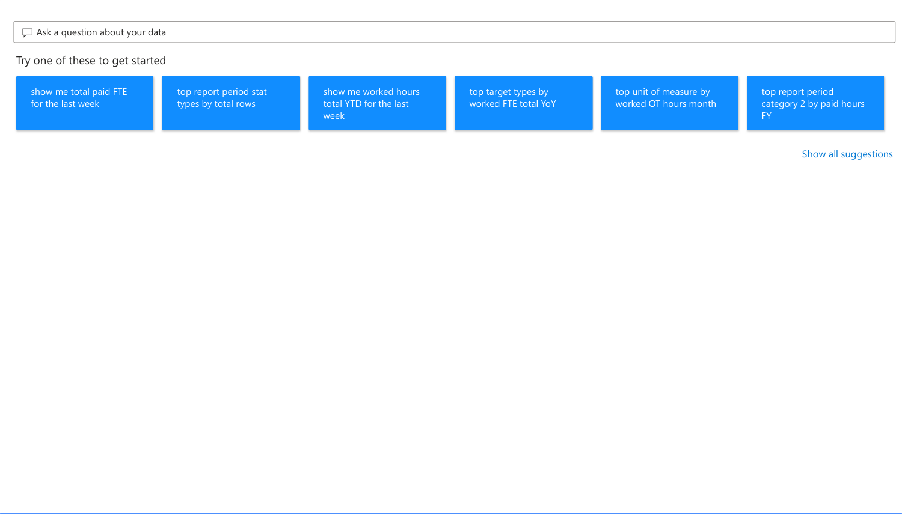Ask a question about your data

Try one of these to get started

- show me total paid FTE for the last week
- top report period stat types by total rows
- show me worked hours total YTD for the last week
- top target types by worked FTE total YoY
- top unit of measure by worked OT hours month
- top report period category 2 by paid hours FY

Show all suggestions